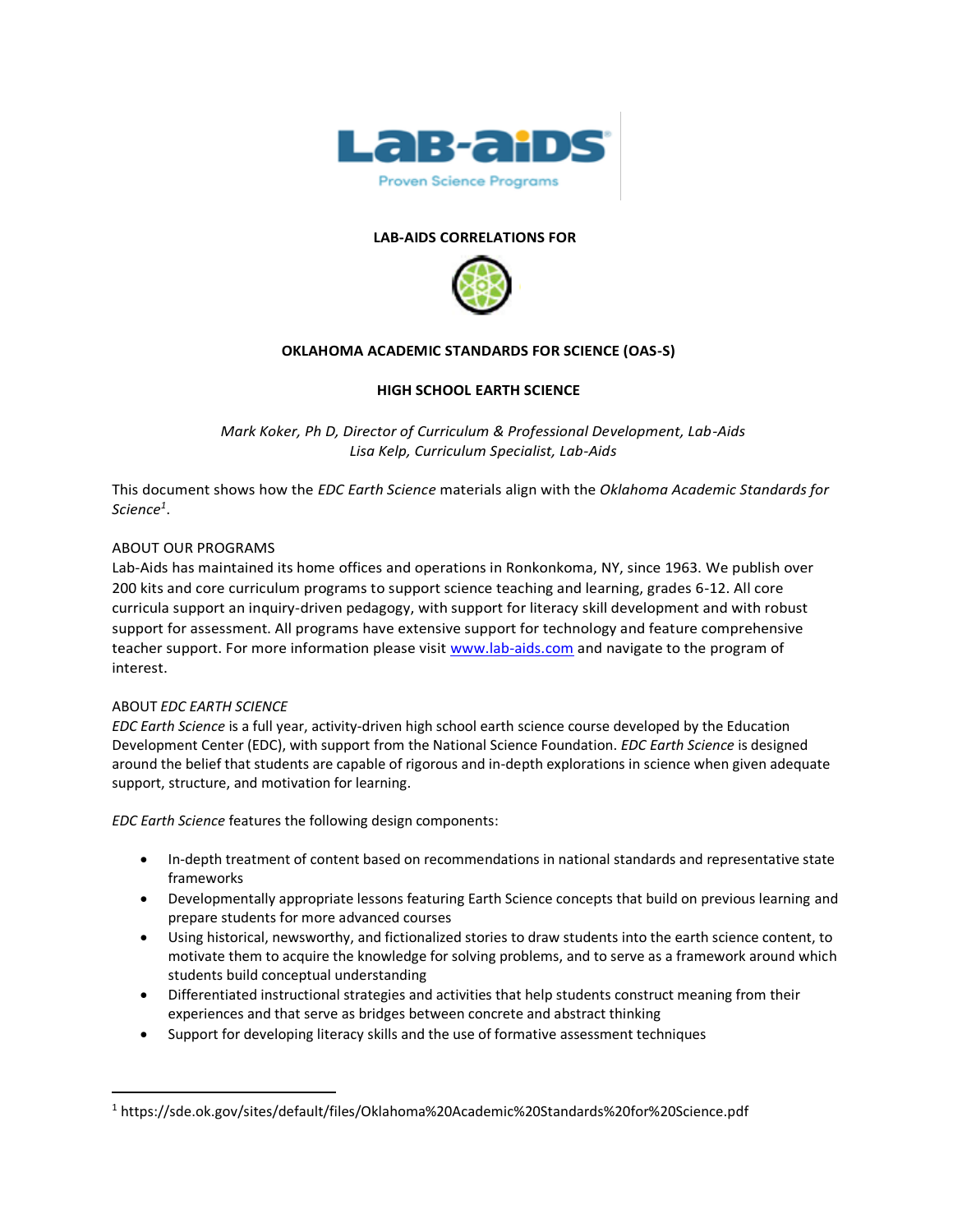**LAB-AIDS CORRELATIONS FOR**

**OKLAHOMA ACADEMIC STANDARDS FOR SCIENCE (OAS-S)**

**HIGH SCHOOL EARTH SCIENCE**

*Mark Koker, Ph D, Director of Curriculum & Professional Development, Lab-Aids*
*Lisa Kelp, Curriculum Specialist, Lab-Aids*

This document shows how the *EDC Earth Science* materials align with the *Oklahoma Academic Standards for Science*[1].

ABOUT OUR PROGRAMS
Lab-Aids has maintained its home offices and operations in Ronkonkoma, NY, since 1963. We publish over 200 kits and core curriculum programs to support science teaching and learning, grades 6-12. All core curricula support an inquiry-driven pedagogy, with support for literacy skill development and with robust support for assessment. All programs have extensive support for technology and feature comprehensive teacher support. For more information please visit [www.lab-aids.com](http://www.lab-aids.com) and navigate to the program of interest.

ABOUT *EDC EARTH SCIENCE*
*EDC Earth Science* is a full year, activity-driven high school earth science course developed by the Education Development Center (EDC), with support from the National Science Foundation. *EDC Earth Science* is designed around the belief that students are capable of rigorous and in-depth explorations in science when given adequate support, structure, and motivation for learning.

*EDC Earth Science* features the following design components:

- In-depth treatment of content based on recommendations in national standards and representative state frameworks
- Developmentally appropriate lessons featuring Earth Science concepts that build on previous learning and prepare students for more advanced courses
- Using historical, newsworthy, and fictionalized stories to draw students into the earth science content, to motivate them to acquire the knowledge for solving problems, and to serve as a framework around which students build conceptual understanding
- Differentiated instructional strategies and activities that help students construct meaning from their experiences and that serve as bridges between concrete and abstract thinking
- Support for developing literacy skills and the use of formative assessment techniques

---

[1] https://sde.ok.gov/sites/default/files/Oklahoma%20Academic%20Standards%20for%20Science.pdf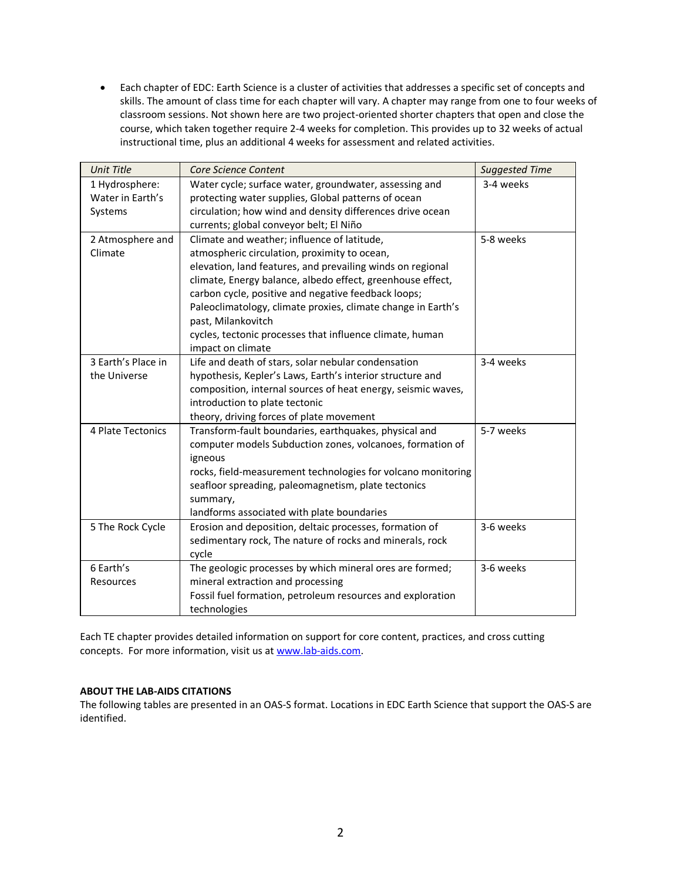- Each chapter of EDC: Earth Science is a cluster of activities that addresses a specific set of concepts and skills. The amount of class time for each chapter will vary. A chapter may range from one to four weeks of classroom sessions. Not shown here are two project-oriented shorter chapters that open and close the course, which taken together require 2-4 weeks for completion. This provides up to 32 weeks of actual instructional time, plus an additional 4 weeks for assessment and related activities.

| *Unit Title* | *Core Science Content* | *Suggested Time* |
|---|---|---|
| 1 Hydrosphere: Water in Earth's Systems | Water cycle; surface water, groundwater, assessing and protecting water supplies, Global patterns of ocean circulation; how wind and density differences drive ocean currents; global conveyor belt; El Niño | 3-4 weeks |
| 2 Atmosphere and Climate | Climate and weather; influence of latitude, atmospheric circulation, proximity to ocean, elevation, land features, and prevailing winds on regional climate, Energy balance, albedo effect, greenhouse effect, carbon cycle, positive and negative feedback loops; Paleoclimatology, climate proxies, climate change in Earth's past, Milankovitch cycles, tectonic processes that influence climate, human impact on climate | 5-8 weeks |
| 3 Earth's Place in the Universe | Life and death of stars, solar nebular condensation hypothesis, Kepler's Laws, Earth's interior structure and composition, internal sources of heat energy, seismic waves, introduction to plate tectonic theory, driving forces of plate movement | 3-4 weeks |
| 4 Plate Tectonics | Transform-fault boundaries, earthquakes, physical and computer models Subduction zones, volcanoes, formation of igneous rocks, field-measurement technologies for volcano monitoring seafloor spreading, paleomagnetism, plate tectonics summary, landforms associated with plate boundaries | 5-7 weeks |
| 5 The Rock Cycle | Erosion and deposition, deltaic processes, formation of sedimentary rock, The nature of rocks and minerals, rock cycle | 3-6 weeks |
| 6 Earth's Resources | The geologic processes by which mineral ores are formed; mineral extraction and processing Fossil fuel formation, petroleum resources and exploration technologies | 3-6 weeks |

Each TE chapter provides detailed information on support for core content, practices, and cross cutting concepts. For more information, visit us at www.lab-aids.com.

**ABOUT THE LAB-AIDS CITATIONS**

The following tables are presented in an OAS-S format. Locations in EDC Earth Science that support the OAS-S are identified.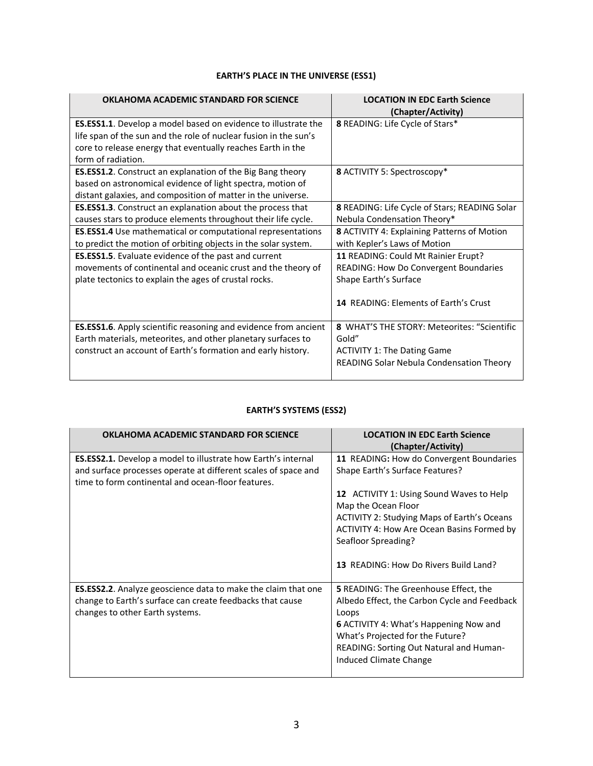## EARTH'S PLACE IN THE UNIVERSE (ESS1)

| OKLAHOMA ACADEMIC STANDARD FOR SCIENCE | LOCATION IN EDC Earth Science (Chapter/Activity) |
|---|---|
| **ES.ESS1.1**. Develop a model based on evidence to illustrate the life span of the sun and the role of nuclear fusion in the sun's core to release energy that eventually reaches Earth in the form of radiation. | **8** READING: Life Cycle of Stars* |
| **ES.ESS1.2**. Construct an explanation of the Big Bang theory based on astronomical evidence of light spectra, motion of distant galaxies, and composition of matter in the universe. | **8** ACTIVITY 5: Spectroscopy* |
| **ES.ESS1.3**. Construct an explanation about the process that causes stars to produce elements throughout their life cycle. | **8** READING: Life Cycle of Stars; READING Solar Nebula Condensation Theory* |
| **ES.ESS1.4** Use mathematical or computational representations to predict the motion of orbiting objects in the solar system. | **8** ACTIVITY 4: Explaining Patterns of Motion with Kepler's Laws of Motion |
| **ES.ESS1.5**. Evaluate evidence of the past and current movements of continental and oceanic crust and the theory of plate tectonics to explain the ages of crustal rocks. | **11** READING: Could Mt Rainier Erupt? READING: How Do Convergent Boundaries Shape Earth's Surface<br><br>**14** READING: Elements of Earth's Crust |
| **ES.ESS1.6**. Apply scientific reasoning and evidence from ancient Earth materials, meteorites, and other planetary surfaces to construct an account of Earth's formation and early history. | **8** WHAT'S THE STORY: Meteorites: "Scientific Gold"<br>ACTIVITY 1: The Dating Game<br>READING Solar Nebula Condensation Theory |

## EARTH'S SYSTEMS (ESS2)

| OKLAHOMA ACADEMIC STANDARD FOR SCIENCE | LOCATION IN EDC Earth Science (Chapter/Activity) |
|---|---|
| **ES.ESS2.1.** Develop a model to illustrate how Earth's internal and surface processes operate at different scales of space and time to form continental and ocean-floor features. | **11** READING**:** How do Convergent Boundaries Shape Earth's Surface Features?<br><br>**12** ACTIVITY 1: Using Sound Waves to Help Map the Ocean Floor<br>ACTIVITY 2: Studying Maps of Earth's Oceans<br>ACTIVITY 4: How Are Ocean Basins Formed by Seafloor Spreading?<br><br>**13** READING: How Do Rivers Build Land? |
| **ES.ESS2.2**. Analyze geoscience data to make the claim that one change to Earth's surface can create feedbacks that cause changes to other Earth systems. | **5** READING: The Greenhouse Effect, the Albedo Effect, the Carbon Cycle and Feedback Loops<br>**6** ACTIVITY 4: What's Happening Now and What's Projected for the Future?<br>READING: Sorting Out Natural and Human-Induced Climate Change |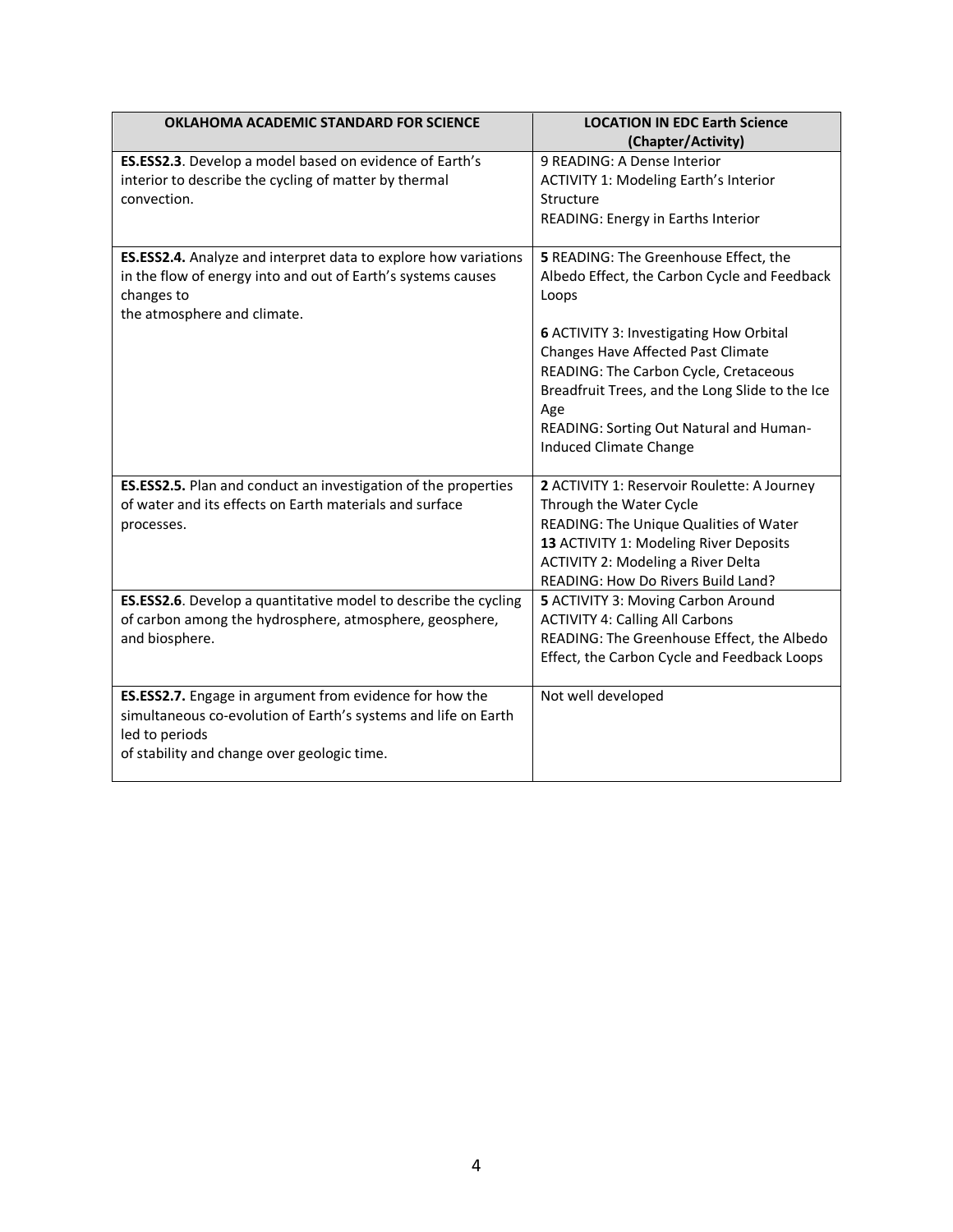| OKLAHOMA ACADEMIC STANDARD FOR SCIENCE | LOCATION IN EDC Earth Science (Chapter/Activity) |
|---|---|
| **ES.ESS2.3**. Develop a model based on evidence of Earth's interior to describe the cycling of matter by thermal convection. | 9 READING: A Dense Interior<br>ACTIVITY 1: Modeling Earth's Interior Structure<br>READING: Energy in Earths Interior |
| **ES.ESS2.4.** Analyze and interpret data to explore how variations in the flow of energy into and out of Earth's systems causes changes to the atmosphere and climate. | **5** READING: The Greenhouse Effect, the Albedo Effect, the Carbon Cycle and Feedback Loops<br><br>**6** ACTIVITY 3: Investigating How Orbital Changes Have Affected Past Climate<br>READING: The Carbon Cycle, Cretaceous Breadfruit Trees, and the Long Slide to the Ice Age<br>READING: Sorting Out Natural and Human-Induced Climate Change |
| **ES.ESS2.5.** Plan and conduct an investigation of the properties of water and its effects on Earth materials and surface processes. | **2** ACTIVITY 1: Reservoir Roulette: A Journey Through the Water Cycle<br>READING: The Unique Qualities of Water<br>**13** ACTIVITY 1: Modeling River Deposits<br>ACTIVITY 2: Modeling a River Delta<br>READING: How Do Rivers Build Land? |
| **ES.ESS2.6**. Develop a quantitative model to describe the cycling of carbon among the hydrosphere, atmosphere, geosphere, and biosphere. | **5** ACTIVITY 3: Moving Carbon Around<br>ACTIVITY 4: Calling All Carbons<br>READING: The Greenhouse Effect, the Albedo Effect, the Carbon Cycle and Feedback Loops |
| **ES.ESS2.7.** Engage in argument from evidence for how the simultaneous co-evolution of Earth's systems and life on Earth led to periods of stability and change over geologic time. | Not well developed |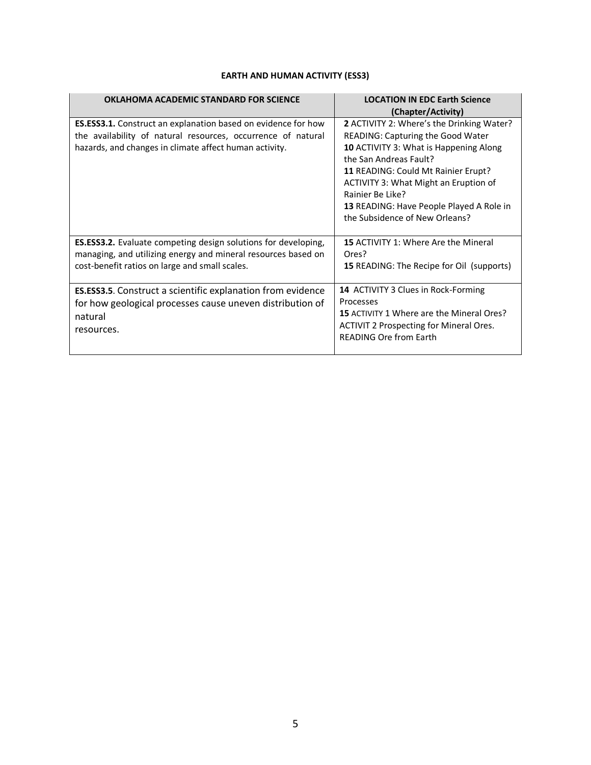**EARTH AND HUMAN ACTIVITY (ESS3)**

| OKLAHOMA ACADEMIC STANDARD FOR SCIENCE | LOCATION IN EDC Earth Science (Chapter/Activity) |
|---|---|
| **ES.ESS3.1.** Construct an explanation based on evidence for how the availability of natural resources, occurrence of natural hazards, and changes in climate affect human activity. | **2** ACTIVITY 2: Where's the Drinking Water?<br>READING: Capturing the Good Water<br>**10** ACTIVITY 3: What is Happening Along the San Andreas Fault?<br>**11** READING: Could Mt Rainier Erupt?<br>ACTIVITY 3: What Might an Eruption of Rainier Be Like?<br>**13** READING: Have People Played A Role in the Subsidence of New Orleans? |
| **ES.ESS3.2.** Evaluate competing design solutions for developing, managing, and utilizing energy and mineral resources based on cost-benefit ratios on large and small scales. | **15** ACTIVITY 1: Where Are the Mineral Ores?<br>**15** READING: The Recipe for Oil (supports) |
| **ES.ESS3.5**. Construct a scientific explanation from evidence for how geological processes cause uneven distribution of natural resources. | **14** ACTIVITY 3 Clues in Rock-Forming Processes<br>**15** ACTIVITY 1 Where are the Mineral Ores?<br>ACTIVIT 2 Prospecting for Mineral Ores.<br>READING Ore from Earth |